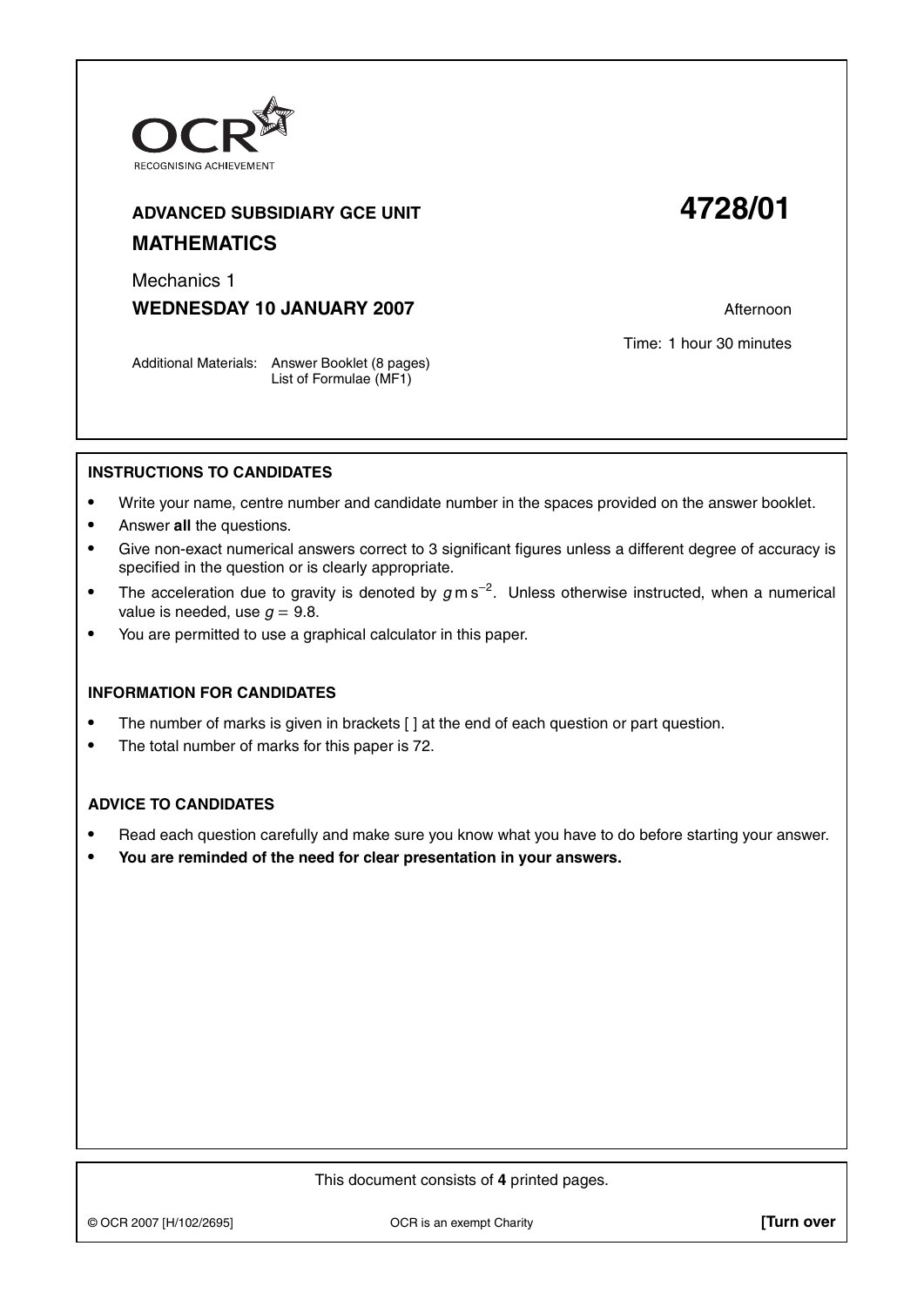OCR RECOGNISING ACHIEVEMENT

**ADVANCED SUBSIDIARY GCE UNIT**

# 4728/01

## MATHEMATICS

Mechanics 1

**WEDNESDAY 10 JANUARY 2007**

Afternoon

Time: 1 hour 30 minutes

Additional Materials: Answer Booklet (8 pages)
List of Formulae (MF1)

### INSTRUCTIONS TO CANDIDATES

- Write your name, centre number and candidate number in the spaces provided on the answer booklet.
- Answer **all** the questions.
- Give non-exact numerical answers correct to 3 significant figures unless a different degree of accuracy is specified in the question or is clearly appropriate.
- The acceleration due to gravity is denoted by $g\,\text{m}\,\text{s}^{-2}$. Unless otherwise instructed, when a numerical value is needed, use $g = 9.8$.
- You are permitted to use a graphical calculator in this paper.

### INFORMATION FOR CANDIDATES

- The number of marks is given in brackets [ ] at the end of each question or part question.
- The total number of marks for this paper is 72.

### ADVICE TO CANDIDATES

- Read each question carefully and make sure you know what you have to do before starting your answer.
- **You are reminded of the need for clear presentation in your answers.**

This document consists of **4** printed pages.

© OCR 2007 [H/102/2695] OCR is an exempt Charity **[Turn over**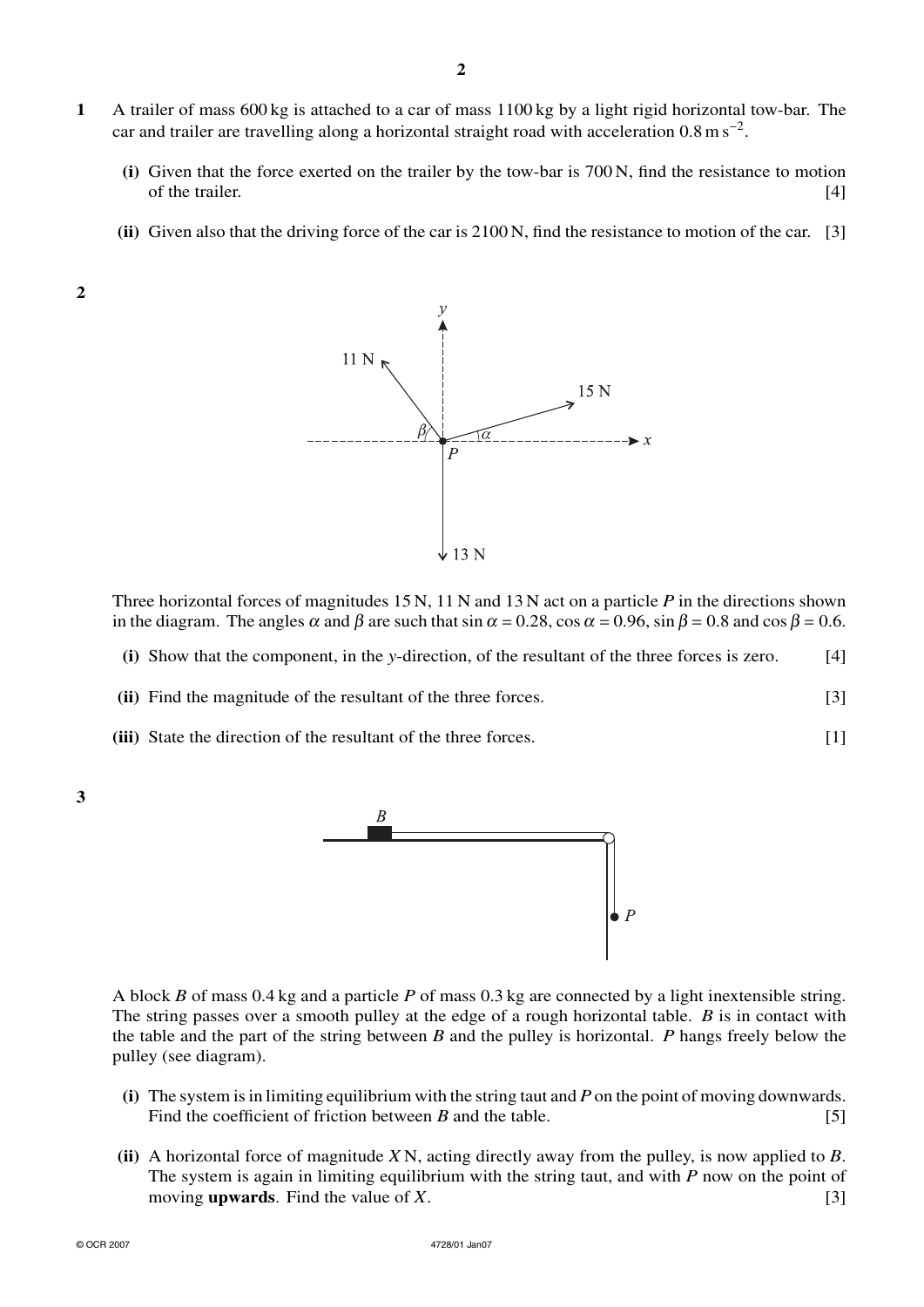**1** A trailer of mass 600 kg is attached to a car of mass 1100 kg by a light rigid horizontal tow-bar. The car and trailer are travelling along a horizontal straight road with acceleration $0.8\text{ m s}^{-2}$.

**(i)** Given that the force exerted on the trailer by the tow-bar is 700 N, find the resistance to motion of the trailer. [4]

**(ii)** Given also that the driving force of the car is 2100 N, find the resistance to motion of the car. [3]

**2**

y

11 N

15 N

$\beta$

$\alpha$

x

P

13 N

Three horizontal forces of magnitudes 15 N, 11 N and 13 N act on a particle $P$ in the directions shown in the diagram. The angles $\alpha$ and $\beta$ are such that $\sin\alpha = 0.28$, $\cos\alpha = 0.96$, $\sin\beta = 0.8$ and $\cos\beta = 0.6$.

**(i)** Show that the component, in the $y$-direction, of the resultant of the three forces is zero. [4]

**(ii)** Find the magnitude of the resultant of the three forces. [3]

**(iii)** State the direction of the resultant of the three forces. [1]

**3**

B

P

A block $B$ of mass 0.4 kg and a particle $P$ of mass 0.3 kg are connected by a light inextensible string. The string passes over a smooth pulley at the edge of a rough horizontal table. $B$ is in contact with the table and the part of the string between $B$ and the pulley is horizontal. $P$ hangs freely below the pulley (see diagram).

**(i)** The system is in limiting equilibrium with the string taut and $P$ on the point of moving downwards. Find the coefficient of friction between $B$ and the table. [5]

**(ii)** A horizontal force of magnitude $X$ N, acting directly away from the pulley, is now applied to $B$. The system is again in limiting equilibrium with the string taut, and with $P$ now on the point of moving **upwards**. Find the value of $X$. [3]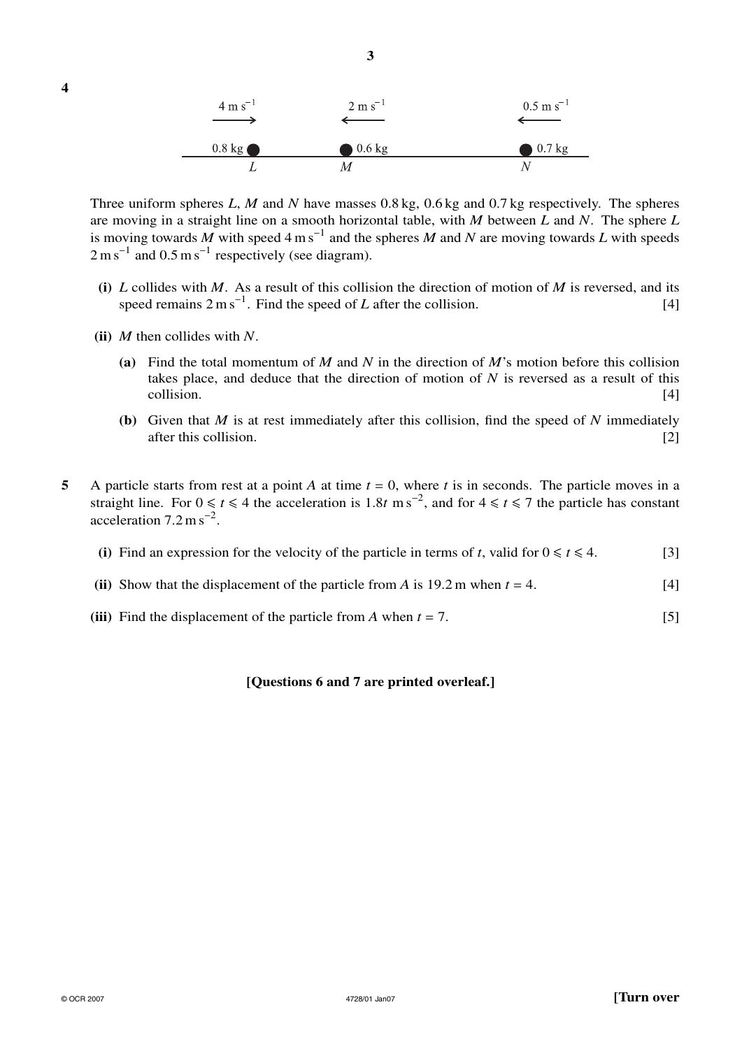**4**

4 m s$^{-1}$ → 2 m s$^{-1}$ ← 0.5 m s$^{-1}$ ←

0.8 kg $L$ 0.6 kg $M$ 0.7 kg $N$

Three uniform spheres $L$, $M$ and $N$ have masses 0.8 kg, 0.6 kg and 0.7 kg respectively. The spheres are moving in a straight line on a smooth horizontal table, with $M$ between $L$ and $N$. The sphere $L$ is moving towards $M$ with speed $4\text{ m s}^{-1}$ and the spheres $M$ and $N$ are moving towards $L$ with speeds $2\text{ m s}^{-1}$ and $0.5\text{ m s}^{-1}$ respectively (see diagram).

**(i)** $L$ collides with $M$. As a result of this collision the direction of motion of $M$ is reversed, and its speed remains $2\text{ m s}^{-1}$. Find the speed of $L$ after the collision. [4]

**(ii)** $M$ then collides with $N$.

**(a)** Find the total momentum of $M$ and $N$ in the direction of $M$'s motion before this collision takes place, and deduce that the direction of motion of $N$ is reversed as a result of this collision. [4]

**(b)** Given that $M$ is at rest immediately after this collision, find the speed of $N$ immediately after this collision. [2]

**5** A particle starts from rest at a point $A$ at time $t = 0$, where $t$ is in seconds. The particle moves in a straight line. For $0 \leqslant t \leqslant 4$ the acceleration is $1.8t\text{ m s}^{-2}$, and for $4 \leqslant t \leqslant 7$ the particle has constant acceleration $7.2\text{ m s}^{-2}$.

**(i)** Find an expression for the velocity of the particle in terms of $t$, valid for $0 \leqslant t \leqslant 4$. [3]

**(ii)** Show that the displacement of the particle from $A$ is 19.2 m when $t = 4$. [4]

**(iii)** Find the displacement of the particle from $A$ when $t = 7$. [5]

**[Questions 6 and 7 are printed overleaf.]**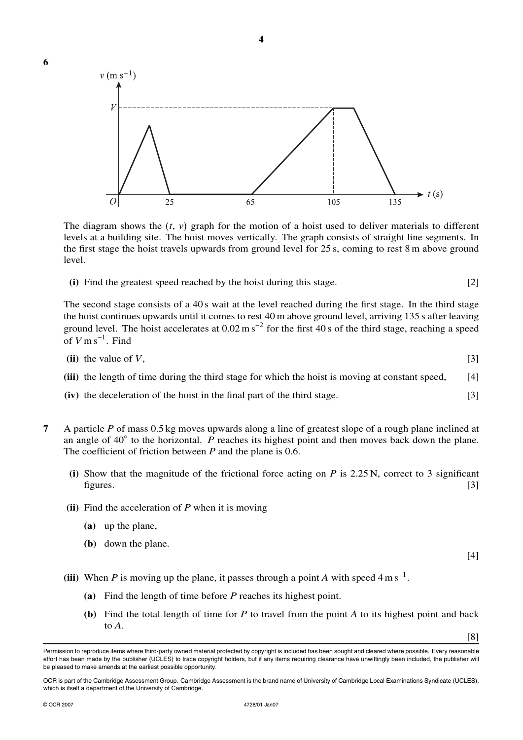**6**

$v$ (m s$^{-1}$)

$V$

$O$

25

65

105

135

$t$ (s)

The diagram shows the $(t, v)$ graph for the motion of a hoist used to deliver materials to different levels at a building site. The hoist moves vertically. The graph consists of straight line segments. In the first stage the hoist travels upwards from ground level for 25 s, coming to rest 8 m above ground level.

**(i)** Find the greatest speed reached by the hoist during this stage. [2]

The second stage consists of a 40 s wait at the level reached during the first stage. In the third stage the hoist continues upwards until it comes to rest 40 m above ground level, arriving 135 s after leaving ground level. The hoist accelerates at $0.02\,\text{m s}^{-2}$ for the first 40 s of the third stage, reaching a speed of $V\,\text{m s}^{-1}$. Find

**(ii)** the value of $V$, [3]

**(iii)** the length of time during the third stage for which the hoist is moving at constant speed, [4]

**(iv)** the deceleration of the hoist in the final part of the third stage. [3]

**7** A particle $P$ of mass 0.5 kg moves upwards along a line of greatest slope of a rough plane inclined at an angle of $40^\circ$ to the horizontal. $P$ reaches its highest point and then moves back down the plane. The coefficient of friction between $P$ and the plane is 0.6.

**(i)** Show that the magnitude of the frictional force acting on $P$ is 2.25 N, correct to 3 significant figures. [3]

**(ii)** Find the acceleration of $P$ when it is moving

**(a)** up the plane,

**(b)** down the plane.

[4]

**(iii)** When $P$ is moving up the plane, it passes through a point $A$ with speed $4\,\text{m s}^{-1}$.

**(a)** Find the length of time before $P$ reaches its highest point.

**(b)** Find the total length of time for $P$ to travel from the point $A$ to its highest point and back to $A$.

[8]

Permission to reproduce items where third-party owned material protected by copyright is included has been sought and cleared where possible. Every reasonable effort has been made by the publisher (UCLES) to trace copyright holders, but if any items requiring clearance have unwittingly been included, the publisher will be pleased to make amends at the earliest possible opportunity.

OCR is part of the Cambridge Assessment Group. Cambridge Assessment is the brand name of University of Cambridge Local Examinations Syndicate (UCLES), which is itself a department of the University of Cambridge.

© OCR 2007 4728/01 Jan07